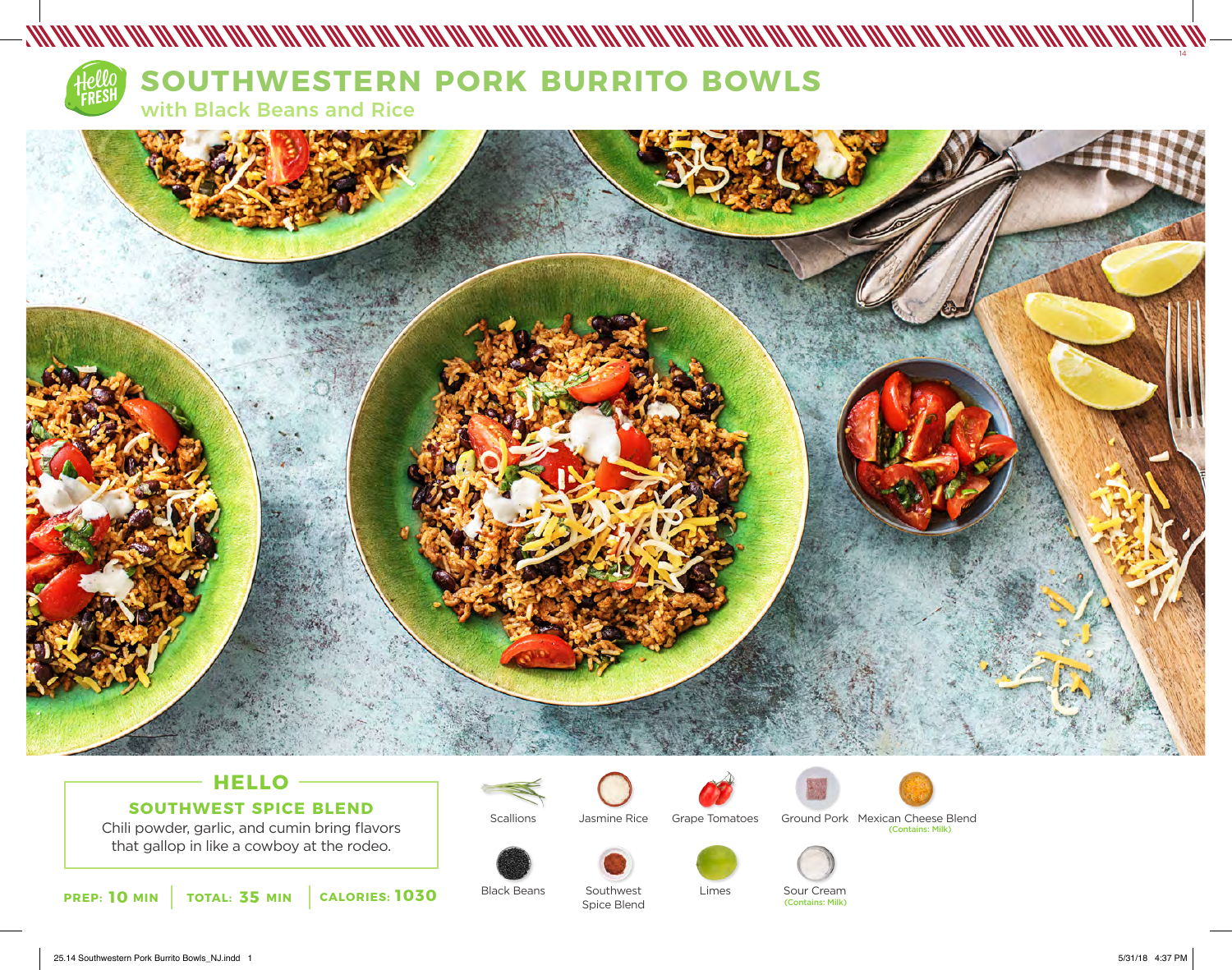# SOUTHWESTERN PORK BURRITO BOWLS

## with Black Beans and Rice

### HELLO

**SOUTHWEST SPICE BLEND**

Chili powder, garlic, and cumin bring flavors that gallop in like a cowboy at the rodeo.

**PREP: 10 MIN** | **TOTAL: 35 MIN** | **CALORIES: 1030**

- Scallions
- Jasmine Rice
- Grape Tomatoes
- Ground Pork
- Mexican Cheese Blend (Contains: Milk)
- Black Beans
- Southwest Spice Blend
- Limes
- Sour Cream (Contains: Milk)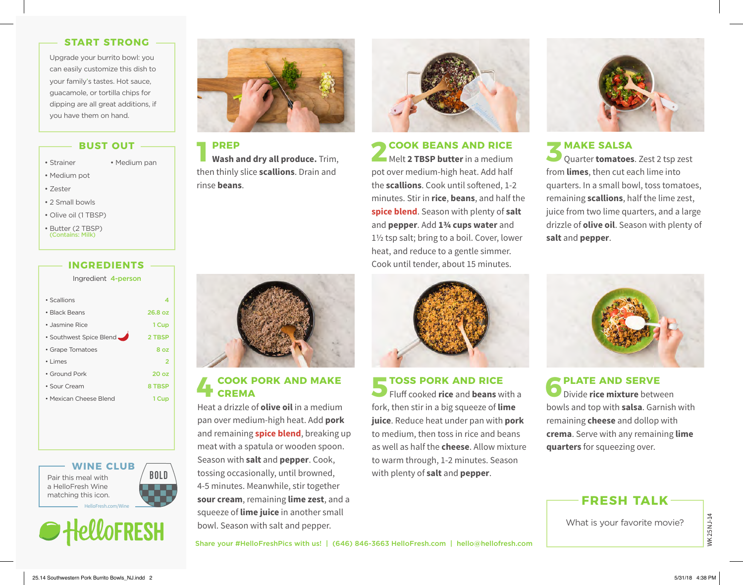## START STRONG

Upgrade your burrito bowl: you can easily customize this dish to your family's tastes. Hot sauce, guacamole, or tortilla chips for dipping are all great additions, if you have them on hand.

## BUST OUT

- Strainer
- Medium pan
- Medium pot
- Zester
- 2 Small bowls
- Olive oil (1 TBSP)
- Butter (2 TBSP) (Contains: Milk)

## INGREDIENTS

| Ingredient | 4-person |
|---|---|
| Scallions | 4 |
| Black Beans | 26.8 oz |
| Jasmine Rice | 1 Cup |
| Southwest Spice Blend | 2 TBSP |
| Grape Tomatoes | 8 oz |
| Limes | 2 |
| Ground Pork | 20 oz |
| Sour Cream | 8 TBSP |
| Mexican Cheese Blend | 1 Cup |

## WINE CLUB

Pair this meal with a HelloFresh Wine matching this icon.

BOLD

HelloFresh.com/Wine

HelloFRESH

## 1 PREP

**Wash and dry all produce.** Trim, then thinly slice **scallions**. Drain and rinse **beans**.

## 2 COOK BEANS AND RICE

Melt **2 TBSP butter** in a medium pot over medium-high heat. Add half the **scallions**. Cook until softened, 1-2 minutes. Stir in **rice**, **beans**, and half the **spice blend**. Season with plenty of **salt** and **pepper**. Add **1¾ cups water** and 1½ tsp salt; bring to a boil. Cover, lower heat, and reduce to a gentle simmer. Cook until tender, about 15 minutes.

## 3 MAKE SALSA

Quarter **tomatoes**. Zest 2 tsp zest from **limes**, then cut each lime into quarters. In a small bowl, toss tomatoes, remaining **scallions**, half the lime zest, juice from two lime quarters, and a large drizzle of **olive oil**. Season with plenty of **salt** and **pepper**.

## 4 COOK PORK AND MAKE CREMA

Heat a drizzle of **olive oil** in a medium pan over medium-high heat. Add **pork** and remaining **spice blend**, breaking up meat with a spatula or wooden spoon. Season with **salt** and **pepper**. Cook, tossing occasionally, until browned, 4-5 minutes. Meanwhile, stir together **sour cream**, remaining **lime zest**, and a squeeze of **lime juice** in another small bowl. Season with salt and pepper.

## 5 TOSS PORK AND RICE

Fluff cooked **rice** and **beans** with a fork, then stir in a big squeeze of **lime juice**. Reduce heat under pan with **pork** to medium, then toss in rice and beans as well as half the **cheese**. Allow mixture to warm through, 1-2 minutes. Season with plenty of **salt** and **pepper**.

## 6 PLATE AND SERVE

Divide **rice mixture** between bowls and top with **salsa**. Garnish with remaining **cheese** and dollop with **crema**. Serve with any remaining **lime quarters** for squeezing over.

## FRESH TALK

What is your favorite movie?

Share your #HelloFreshPics with us! | (646) 846-3663 HelloFresh.com | hello@hellofresh.com

WK25NJ-14